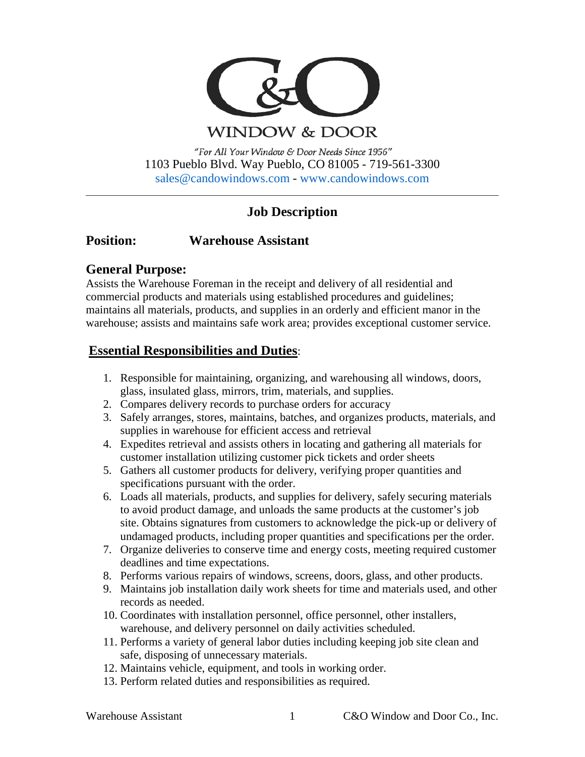C&O

WINDOW & DOOR

*"For All Your Window & Door Needs Since 1956"*

1103 Pueblo Blvd. Way Pueblo, CO 81005 - 719-561-3300

sales@candowindows.com - www.candowindows.com

---

## Job Description

**Position:** **Warehouse Assistant**

### General Purpose:

Assists the Warehouse Foreman in the receipt and delivery of all residential and commercial products and materials using established procedures and guidelines; maintains all materials, products, and supplies in an orderly and efficient manor in the warehouse; assists and maintains safe work area; provides exceptional customer service.

### **Essential Responsibilities and Duties**:

1. Responsible for maintaining, organizing, and warehousing all windows, doors, glass, insulated glass, mirrors, trim, materials, and supplies.
2. Compares delivery records to purchase orders for accuracy
3. Safely arranges, stores, maintains, batches, and organizes products, materials, and supplies in warehouse for efficient access and retrieval
4. Expedites retrieval and assists others in locating and gathering all materials for customer installation utilizing customer pick tickets and order sheets
5. Gathers all customer products for delivery, verifying proper quantities and specifications pursuant with the order.
6. Loads all materials, products, and supplies for delivery, safely securing materials to avoid product damage, and unloads the same products at the customer's job site. Obtains signatures from customers to acknowledge the pick-up or delivery of undamaged products, including proper quantities and specifications per the order.
7. Organize deliveries to conserve time and energy costs, meeting required customer deadlines and time expectations.
8. Performs various repairs of windows, screens, doors, glass, and other products.
9. Maintains job installation daily work sheets for time and materials used, and other records as needed.
10. Coordinates with installation personnel, office personnel, other installers, warehouse, and delivery personnel on daily activities scheduled.
11. Performs a variety of general labor duties including keeping job site clean and safe, disposing of unnecessary materials.
12. Maintains vehicle, equipment, and tools in working order.
13. Perform related duties and responsibilities as required.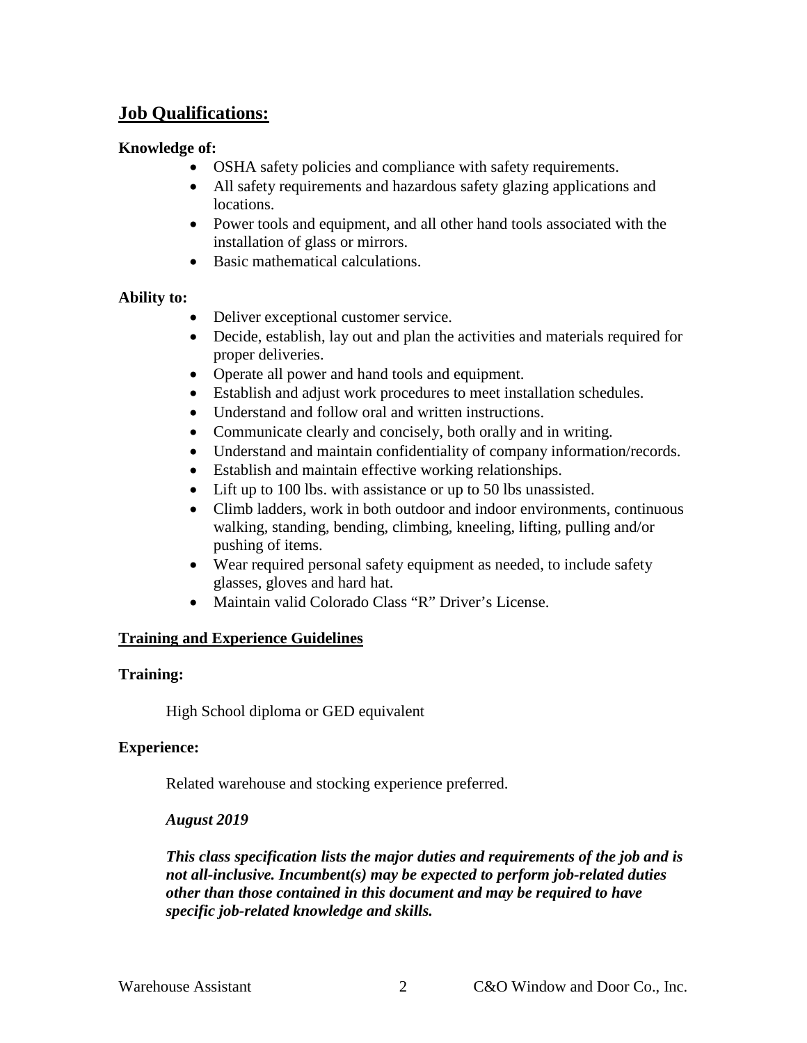## Job Qualifications:

**Knowledge of:**

- OSHA safety policies and compliance with safety requirements.
- All safety requirements and hazardous safety glazing applications and locations.
- Power tools and equipment, and all other hand tools associated with the installation of glass or mirrors.
- Basic mathematical calculations.

**Ability to:**

- Deliver exceptional customer service.
- Decide, establish, lay out and plan the activities and materials required for proper deliveries.
- Operate all power and hand tools and equipment.
- Establish and adjust work procedures to meet installation schedules.
- Understand and follow oral and written instructions.
- Communicate clearly and concisely, both orally and in writing.
- Understand and maintain confidentiality of company information/records.
- Establish and maintain effective working relationships.
- Lift up to 100 lbs. with assistance or up to 50 lbs unassisted.
- Climb ladders, work in both outdoor and indoor environments, continuous walking, standing, bending, climbing, kneeling, lifting, pulling and/or pushing of items.
- Wear required personal safety equipment as needed, to include safety glasses, gloves and hard hat.
- Maintain valid Colorado Class "R" Driver's License.

### Training and Experience Guidelines

**Training:**

High School diploma or GED equivalent

**Experience:**

Related warehouse and stocking experience preferred.

***August 2019***

***This class specification lists the major duties and requirements of the job and is not all-inclusive. Incumbent(s) may be expected to perform job-related duties other than those contained in this document and may be required to have specific job-related knowledge and skills.***